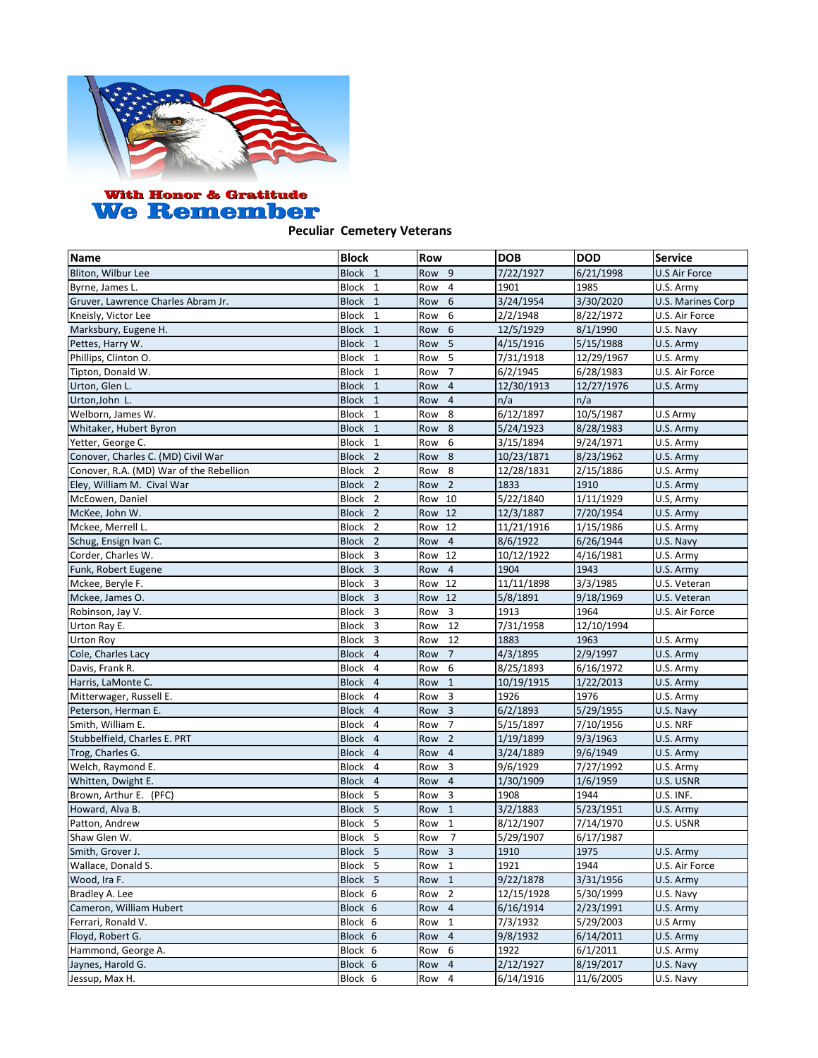With Honor & Gratitude

# We Remember

**Peculiar Cemetery Veterans**

| Name | Block | Row | DOB | DOD | Service |
|---|---|---|---|---|---|
| Bliton, Wilbur Lee | Block 1 | Row 9 | 7/22/1927 | 6/21/1998 | U.S Air Force |
| Byrne, James L. | Block 1 | Row 4 | 1901 | 1985 | U.S. Army |
| Gruver, Lawrence Charles Abram Jr. | Block 1 | Row 6 | 3/24/1954 | 3/30/2020 | U.S. Marines Corp |
| Kneisly, Victor Lee | Block 1 | Row 6 | 2/2/1948 | 8/22/1972 | U.S. Air Force |
| Marksbury, Eugene H. | Block 1 | Row 6 | 12/5/1929 | 8/1/1990 | U.S. Navy |
| Pettes, Harry W. | Block 1 | Row 5 | 4/15/1916 | 5/15/1988 | U.S. Army |
| Phillips, Clinton O. | Block 1 | Row 5 | 7/31/1918 | 12/29/1967 | U.S. Army |
| Tipton, Donald W. | Block 1 | Row 7 | 6/2/1945 | 6/28/1983 | U.S. Air Force |
| Urton, Glen L. | Block 1 | Row 4 | 12/30/1913 | 12/27/1976 | U.S. Army |
| Urton,John L. | Block 1 | Row 4 | n/a | n/a | |
| Welborn, James W. | Block 1 | Row 8 | 6/12/1897 | 10/5/1987 | U.S Army |
| Whitaker, Hubert Byron | Block 1 | Row 8 | 5/24/1923 | 8/28/1983 | U.S. Army |
| Yetter, George C. | Block 1 | Row 6 | 3/15/1894 | 9/24/1971 | U.S. Army |
| Conover, Charles C. (MD) Civil War | Block 2 | Row 8 | 10/23/1871 | 8/23/1962 | U.S. Army |
| Conover, R.A. (MD) War of the Rebellion | Block 2 | Row 8 | 12/28/1831 | 2/15/1886 | U.S. Army |
| Eley, William M. Cival War | Block 2 | Row 2 | 1833 | 1910 | U.S. Army |
| McEowen, Daniel | Block 2 | Row 10 | 5/22/1840 | 1/11/1929 | U.S, Army |
| McKee, John W. | Block 2 | Row 12 | 12/3/1887 | 7/20/1954 | U.S. Army |
| Mckee, Merrell L. | Block 2 | Row 12 | 11/21/1916 | 1/15/1986 | U.S. Army |
| Schug, Ensign Ivan C. | Block 2 | Row 4 | 8/6/1922 | 6/26/1944 | U.S. Navy |
| Corder, Charles W. | Block 3 | Row 12 | 10/12/1922 | 4/16/1981 | U.S. Army |
| Funk, Robert Eugene | Block 3 | Row 4 | 1904 | 1943 | U.S. Army |
| Mckee, Beryle F. | Block 3 | Row 12 | 11/11/1898 | 3/3/1985 | U.S. Veteran |
| Mckee, James O. | Block 3 | Row 12 | 5/8/1891 | 9/18/1969 | U.S. Veteran |
| Robinson, Jay V. | Block 3 | Row 3 | 1913 | 1964 | U.S. Air Force |
| Urton Ray E. | Block 3 | Row 12 | 7/31/1958 | 12/10/1994 | |
| Urton Roy | Block 3 | Row 12 | 1883 | 1963 | U.S. Army |
| Cole, Charles Lacy | Block 4 | Row 7 | 4/3/1895 | 2/9/1997 | U.S. Army |
| Davis, Frank R. | Block 4 | Row 6 | 8/25/1893 | 6/16/1972 | U.S. Army |
| Harris, LaMonte C. | Block 4 | Row 1 | 10/19/1915 | 1/22/2013 | U.S. Army |
| Mitterwager, Russell E. | Block 4 | Row 3 | 1926 | 1976 | U.S. Army |
| Peterson, Herman E. | Block 4 | Row 3 | 6/2/1893 | 5/29/1955 | U.S. Navy |
| Smith, William E. | Block 4 | Row 7 | 5/15/1897 | 7/10/1956 | U.S. NRF |
| Stubbelfield, Charles E. PRT | Block 4 | Row 2 | 1/19/1899 | 9/3/1963 | U.S. Army |
| Trog, Charles G. | Block 4 | Row 4 | 3/24/1889 | 9/6/1949 | U.S. Army |
| Welch, Raymond E. | Block 4 | Row 3 | 9/6/1929 | 7/27/1992 | U.S. Army |
| Whitten, Dwight E. | Block 4 | Row 4 | 1/30/1909 | 1/6/1959 | U.S. USNR |
| Brown, Arthur E. (PFC) | Block 5 | Row 3 | 1908 | 1944 | U.S. INF. |
| Howard, Alva B. | Block 5 | Row 1 | 3/2/1883 | 5/23/1951 | U.S. Army |
| Patton, Andrew | Block 5 | Row 1 | 8/12/1907 | 7/14/1970 | U.S. USNR |
| Shaw Glen W. | Block 5 | Row 7 | 5/29/1907 | 6/17/1987 | |
| Smith, Grover J. | Block 5 | Row 3 | 1910 | 1975 | U.S. Army |
| Wallace, Donald S. | Block 5 | Row 1 | 1921 | 1944 | U.S. Air Force |
| Wood, Ira F. | Block 5 | Row 1 | 9/22/1878 | 3/31/1956 | U.S. Army |
| Bradley A. Lee | Block 6 | Row 2 | 12/15/1928 | 5/30/1999 | U.S. Navy |
| Cameron, William Hubert | Block 6 | Row 4 | 6/16/1914 | 2/23/1991 | U.S. Army |
| Ferrari, Ronald V. | Block 6 | Row 1 | 7/3/1932 | 5/29/2003 | U.S Army |
| Floyd, Robert G. | Block 6 | Row 4 | 9/8/1932 | 6/14/2011 | U.S. Army |
| Hammond, George A. | Block 6 | Row 6 | 1922 | 6/1/2011 | U.S. Army |
| Jaynes, Harold G. | Block 6 | Row 4 | 2/12/1927 | 8/19/2017 | U.S. Navy |
| Jessup, Max H. | Block 6 | Row 4 | 6/14/1916 | 11/6/2005 | U.S. Navy |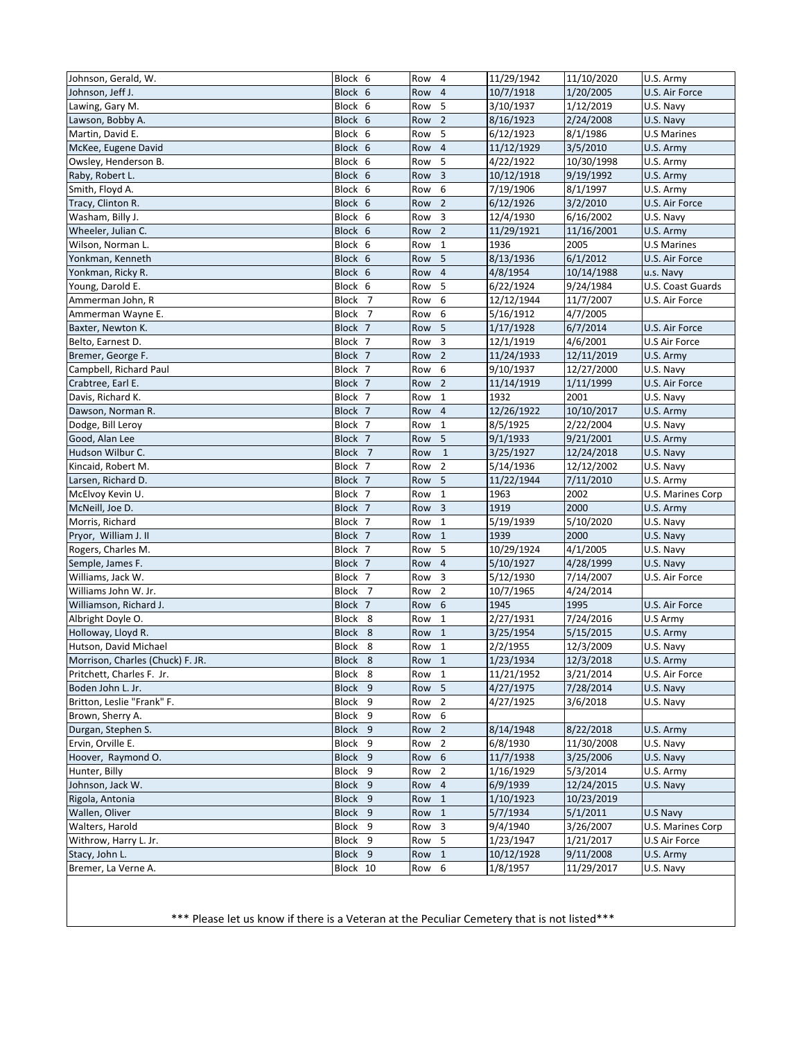| | | | | | |
|---|---|---|---|---|---|
| Johnson, Gerald, W. | Block 6 | Row 4 | 11/29/1942 | 11/10/2020 | U.S. Army |
| Johnson, Jeff J. | Block 6 | Row 4 | 10/7/1918 | 1/20/2005 | U.S. Air Force |
| Lawing, Gary M. | Block 6 | Row 5 | 3/10/1937 | 1/12/2019 | U.S. Navy |
| Lawson, Bobby A. | Block 6 | Row 2 | 8/16/1923 | 2/24/2008 | U.S. Navy |
| Martin, David E. | Block 6 | Row 5 | 6/12/1923 | 8/1/1986 | U.S Marines |
| McKee, Eugene David | Block 6 | Row 4 | 11/12/1929 | 3/5/2010 | U.S. Army |
| Owsley, Henderson B. | Block 6 | Row 5 | 4/22/1922 | 10/30/1998 | U.S. Army |
| Raby, Robert L. | Block 6 | Row 3 | 10/12/1918 | 9/19/1992 | U.S. Army |
| Smith, Floyd A. | Block 6 | Row 6 | 7/19/1906 | 8/1/1997 | U.S. Army |
| Tracy, Clinton R. | Block 6 | Row 2 | 6/12/1926 | 3/2/2010 | U.S. Air Force |
| Washam, Billy J. | Block 6 | Row 3 | 12/4/1930 | 6/16/2002 | U.S. Navy |
| Wheeler, Julian C. | Block 6 | Row 2 | 11/29/1921 | 11/16/2001 | U.S. Army |
| Wilson, Norman L. | Block 6 | Row 1 | 1936 | 2005 | U.S Marines |
| Yonkman, Kenneth | Block 6 | Row 5 | 8/13/1936 | 6/1/2012 | U.S. Air Force |
| Yonkman, Ricky R. | Block 6 | Row 4 | 4/8/1954 | 10/14/1988 | u.s. Navy |
| Young, Darold E. | Block 6 | Row 5 | 6/22/1924 | 9/24/1984 | U.S. Coast Guards |
| Ammerman John, R | Block 7 | Row 6 | 12/12/1944 | 11/7/2007 | U.S. Air Force |
| Ammerman Wayne E. | Block 7 | Row 6 | 5/16/1912 | 4/7/2005 | |
| Baxter, Newton K. | Block 7 | Row 5 | 1/17/1928 | 6/7/2014 | U.S. Air Force |
| Belto, Earnest D. | Block 7 | Row 3 | 12/1/1919 | 4/6/2001 | U.S Air Force |
| Bremer, George F. | Block 7 | Row 2 | 11/24/1933 | 12/11/2019 | U.S. Army |
| Campbell, Richard Paul | Block 7 | Row 6 | 9/10/1937 | 12/27/2000 | U.S. Navy |
| Crabtree, Earl E. | Block 7 | Row 2 | 11/14/1919 | 1/11/1999 | U.S. Air Force |
| Davis, Richard K. | Block 7 | Row 1 | 1932 | 2001 | U.S. Navy |
| Dawson, Norman R. | Block 7 | Row 4 | 12/26/1922 | 10/10/2017 | U.S. Army |
| Dodge, Bill Leroy | Block 7 | Row 1 | 8/5/1925 | 2/22/2004 | U.S. Navy |
| Good, Alan Lee | Block 7 | Row 5 | 9/1/1933 | 9/21/2001 | U.S. Army |
| Hudson Wilbur C. | Block 7 | Row 1 | 3/25/1927 | 12/24/2018 | U.S. Navy |
| Kincaid, Robert M. | Block 7 | Row 2 | 5/14/1936 | 12/12/2002 | U.S. Navy |
| Larsen, Richard D. | Block 7 | Row 5 | 11/22/1944 | 7/11/2010 | U.S. Army |
| McElvoy Kevin U. | Block 7 | Row 1 | 1963 | 2002 | U.S. Marines Corp |
| McNeill, Joe D. | Block 7 | Row 3 | 1919 | 2000 | U.S. Army |
| Morris, Richard | Block 7 | Row 1 | 5/19/1939 | 5/10/2020 | U.S. Navy |
| Pryor, William J. II | Block 7 | Row 1 | 1939 | 2000 | U.S. Navy |
| Rogers, Charles M. | Block 7 | Row 5 | 10/29/1924 | 4/1/2005 | U.S. Navy |
| Semple, James F. | Block 7 | Row 4 | 5/10/1927 | 4/28/1999 | U.S. Navy |
| Williams, Jack W. | Block 7 | Row 3 | 5/12/1930 | 7/14/2007 | U.S. Air Force |
| Williams John W. Jr. | Block 7 | Row 2 | 10/7/1965 | 4/24/2014 | |
| Williamson, Richard J. | Block 7 | Row 6 | 1945 | 1995 | U.S. Air Force |
| Albright Doyle O. | Block 8 | Row 1 | 2/27/1931 | 7/24/2016 | U.S Army |
| Holloway, Lloyd R. | Block 8 | Row 1 | 3/25/1954 | 5/15/2015 | U.S. Army |
| Hutson, David Michael | Block 8 | Row 1 | 2/2/1955 | 12/3/2009 | U.S. Navy |
| Morrison, Charles (Chuck) F. JR. | Block 8 | Row 1 | 1/23/1934 | 12/3/2018 | U.S. Army |
| Pritchett, Charles F. Jr. | Block 8 | Row 1 | 11/21/1952 | 3/21/2014 | U.S. Air Force |
| Boden John L. Jr. | Block 9 | Row 5 | 4/27/1975 | 7/28/2014 | U.S. Navy |
| Britton, Leslie "Frank" F. | Block 9 | Row 2 | 4/27/1925 | 3/6/2018 | U.S. Navy |
| Brown, Sherry A. | Block 9 | Row 6 | | | |
| Durgan, Stephen S. | Block 9 | Row 2 | 8/14/1948 | 8/22/2018 | U.S. Army |
| Ervin, Orville E. | Block 9 | Row 2 | 6/8/1930 | 11/30/2008 | U.S. Navy |
| Hoover, Raymond O. | Block 9 | Row 6 | 11/7/1938 | 3/25/2006 | U.S. Navy |
| Hunter, Billy | Block 9 | Row 2 | 1/16/1929 | 5/3/2014 | U.S. Army |
| Johnson, Jack W. | Block 9 | Row 4 | 6/9/1939 | 12/24/2015 | U.S. Navy |
| Rigola, Antonia | Block 9 | Row 1 | 1/10/1923 | 10/23/2019 | |
| Wallen, Oliver | Block 9 | Row 1 | 5/7/1934 | 5/1/2011 | U.S Navy |
| Walters, Harold | Block 9 | Row 3 | 9/4/1940 | 3/26/2007 | U.S. Marines Corp |
| Withrow, Harry L. Jr. | Block 9 | Row 5 | 1/23/1947 | 1/21/2017 | U.S Air Force |
| Stacy, John L. | Block 9 | Row 1 | 10/12/1928 | 9/11/2008 | U.S. Army |
| Bremer, La Verne A. | Block 10 | Row 6 | 1/8/1957 | 11/29/2017 | U.S. Navy |

*** Please let us know if there is a Veteran at the Peculiar Cemetery that is not listed***